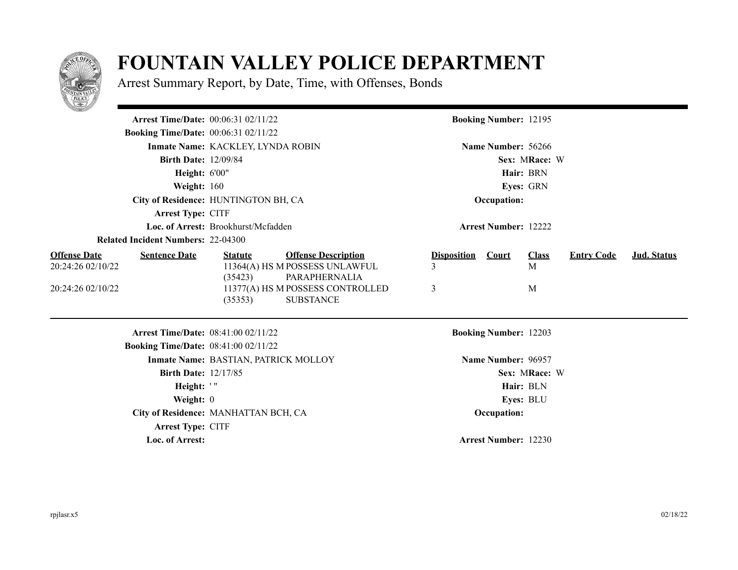# FOUNTAIN VALLEY POLICE DEPARTMENT

Arrest Summary Report, by Date, Time, with Offenses, Bonds

---

**Arrest Time/Date:** 00:06:31 02/11/22
**Booking Time/Date:** 00:06:31 02/11/22
**Inmate Name:** KACKLEY, LYNDA ROBIN
**Birth Date:** 12/09/84
**Height:** 6'00"
**Weight:** 160
**City of Residence:** HUNTINGTON BH, CA
**Arrest Type:** CITF
**Loc. of Arrest:** Brookhurst/Mcfadden
**Related Incident Numbers:** 22-04300

**Booking Number:** 12195
**Name Number:** 56266
**Sex:** M **Race:** W
**Hair:** BRN
**Eyes:** GRN
**Occupation:**
**Arrest Number:** 12222

| Offense Date | Sentence Date | Statute | Offense Description | Disposition | Court | Class | Entry Code | Jud. Status |
|---|---|---|---|---|---|---|---|---|
| 20:24:26 02/10/22 | | 11364(A) HS M (35423) | POSSESS UNLAWFUL PARAPHERNALIA | 3 | | M | | |
| 20:24:26 02/10/22 | | 11377(A) HS M (35353) | POSSESS CONTROLLED SUBSTANCE | 3 | | M | | |

---

**Arrest Time/Date:** 08:41:00 02/11/22
**Booking Time/Date:** 08:41:00 02/11/22
**Inmate Name:** BASTIAN, PATRICK MOLLOY
**Birth Date:** 12/17/85
**Height:** ' "
**Weight:** 0
**City of Residence:** MANHATTAN BCH, CA
**Arrest Type:** CITF
**Loc. of Arrest:**

**Booking Number:** 12203
**Name Number:** 96957
**Sex:** M **Race:** W
**Hair:** BLN
**Eyes:** BLU
**Occupation:**
**Arrest Number:** 12230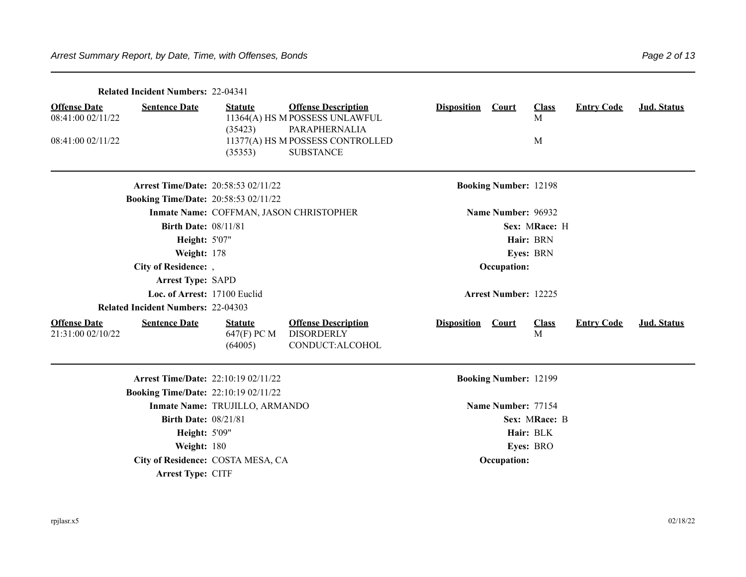**Related Incident Numbers:** 22-04341

| Offense Date | Sentence Date | Statute | Offense Description | Disposition | Court | Class | Entry Code | Jud. Status |
|---|---|---|---|---|---|---|---|---|
| 08:41:00 02/11/22 | | 11364(A) HS M (35423) | POSSESS UNLAWFUL PARAPHERNALIA | | | M | | |
| 08:41:00 02/11/22 | | 11377(A) HS M (35353) | POSSESS CONTROLLED SUBSTANCE | | | M | | |

---

**Arrest Time/Date:** 20:58:53 02/11/22
**Booking Number:** 12198
**Booking Time/Date:** 20:58:53 02/11/22
**Inmate Name:** COFFMAN, JASON CHRISTOPHER
**Name Number:** 96932
**Birth Date:** 08/11/81
**Sex:** M **Race:** H
**Height:** 5'07"
**Hair:** BRN
**Weight:** 178
**Eyes:** BRN
**City of Residence:** ,
**Occupation:**
**Arrest Type:** SAPD
**Loc. of Arrest:** 17100 Euclid
**Arrest Number:** 12225
**Related Incident Numbers:** 22-04303

| Offense Date | Sentence Date | Statute | Offense Description | Disposition | Court | Class | Entry Code | Jud. Status |
|---|---|---|---|---|---|---|---|---|
| 21:31:00 02/10/22 | | 647(F) PC M (64005) | DISORDERLY CONDUCT:ALCOHOL | | | M | | |

---

**Arrest Time/Date:** 22:10:19 02/11/22
**Booking Number:** 12199
**Booking Time/Date:** 22:10:19 02/11/22
**Inmate Name:** TRUJILLO, ARMANDO
**Name Number:** 77154
**Birth Date:** 08/21/81
**Sex:** M **Race:** B
**Height:** 5'09"
**Hair:** BLK
**Weight:** 180
**Eyes:** BRO
**City of Residence:** COSTA MESA, CA
**Occupation:**
**Arrest Type:** CITF

rpjlasr.x5

02/18/22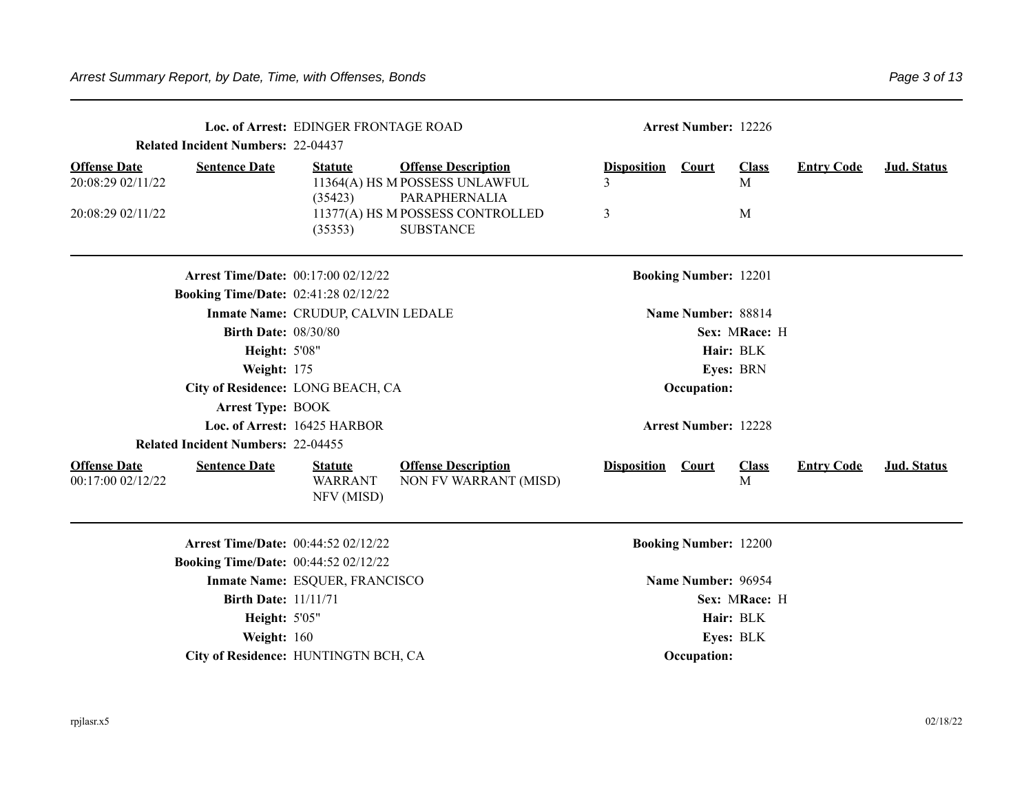**Loc. of Arrest:** EDINGER FRONTAGE ROAD | **Arrest Number:** 12226

**Related Incident Numbers:** 22-04437

| Offense Date | Sentence Date | Statute | Offense Description | Disposition | Court | Class | Entry Code | Jud. Status |
|---|---|---|---|---|---|---|---|---|
| 20:08:29 02/11/22 | | 11364(A) HS M (35423) | POSSESS UNLAWFUL PARAPHERNALIA | 3 | | M | | |
| 20:08:29 02/11/22 | | 11377(A) HS M (35353) | POSSESS CONTROLLED SUBSTANCE | 3 | | M | | |

---

**Arrest Time/Date:** 00:17:00 02/12/22 | **Booking Number:** 12201

**Booking Time/Date:** 02:41:28 02/12/22

**Inmate Name:** CRUDUP, CALVIN LEDALE | **Name Number:** 88814

**Birth Date:** 08/30/80 | **Sex:** M **Race:** H

**Height:** 5'08" | **Hair:** BLK

**Weight:** 175 | **Eyes:** BRN

**City of Residence:** LONG BEACH, CA | **Occupation:**

**Arrest Type:** BOOK

**Loc. of Arrest:** 16425 HARBOR | **Arrest Number:** 12228

**Related Incident Numbers:** 22-04455

| Offense Date | Sentence Date | Statute | Offense Description | Disposition | Court | Class | Entry Code | Jud. Status |
|---|---|---|---|---|---|---|---|---|
| 00:17:00 02/12/22 | | WARRANT NFV (MISD) | NON FV WARRANT (MISD) | | | M | | |

---

**Arrest Time/Date:** 00:44:52 02/12/22 | **Booking Number:** 12200

**Booking Time/Date:** 00:44:52 02/12/22

**Inmate Name:** ESQUER, FRANCISCO | **Name Number:** 96954

**Birth Date:** 11/11/71 | **Sex:** M **Race:** H

**Height:** 5'05" | **Hair:** BLK

**Weight:** 160 | **Eyes:** BLK

**City of Residence:** HUNTINGTN BCH, CA | **Occupation:**

rpjlasr.x5 02/18/22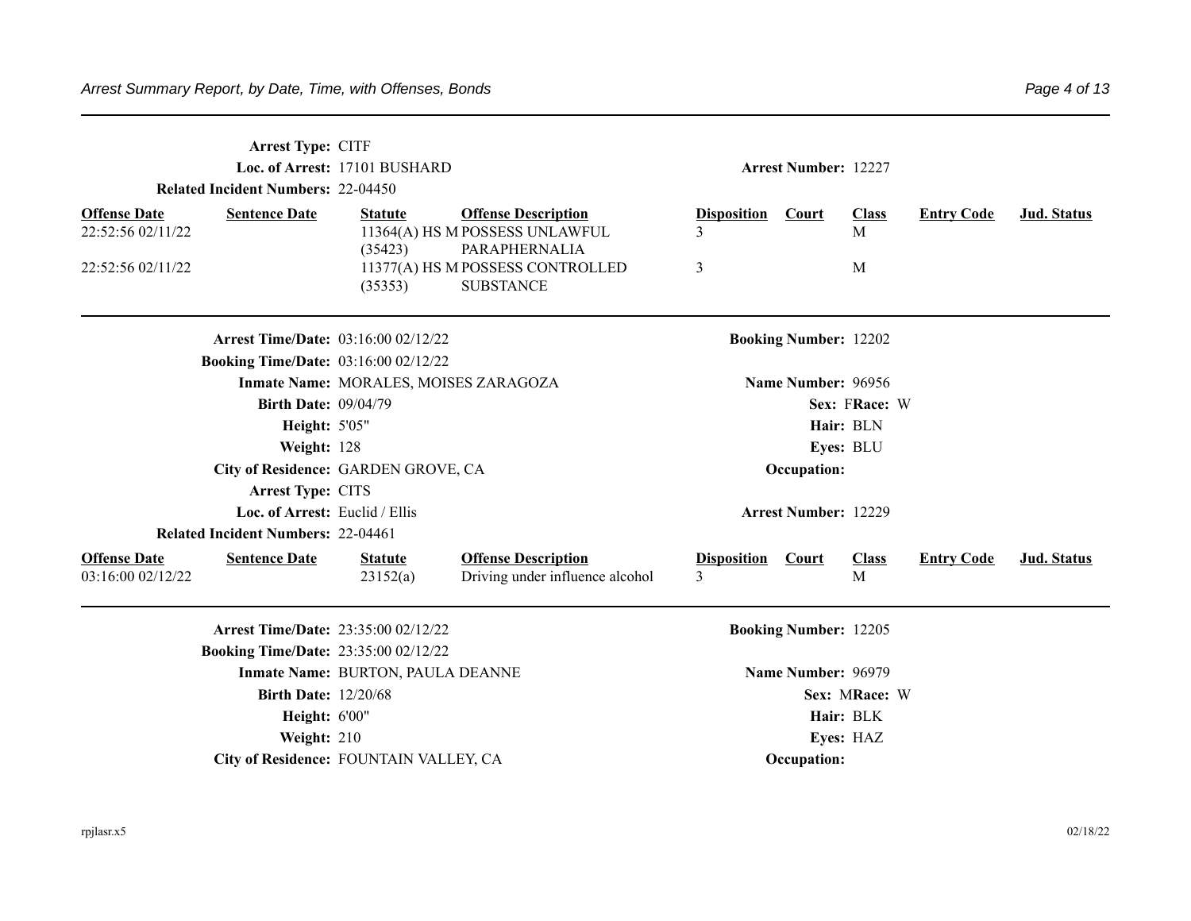**Arrest Type:** CITF

**Loc. of Arrest:** 17101 BUSHARD

**Arrest Number:** 12227

**Related Incident Numbers:** 22-04450

| Offense Date | Sentence Date | Statute | Offense Description | Disposition | Court | Class | Entry Code | Jud. Status |
|---|---|---|---|---|---|---|---|---|
| 22:52:56 02/11/22 | | 11364(A) HS M (35423) | POSSESS UNLAWFUL PARAPHERNALIA | 3 | | M | | |
| 22:52:56 02/11/22 | | 11377(A) HS M (35353) | POSSESS CONTROLLED SUBSTANCE | 3 | | M | | |

---

**Arrest Time/Date:** 03:16:00 02/12/22

**Booking Number:** 12202

**Booking Time/Date:** 03:16:00 02/12/22

**Inmate Name:** MORALES, MOISES ZARAGOZA

**Name Number:** 96956

**Birth Date:** 09/04/79

**Sex:** F **Race:** W

**Height:** 5'05"

**Hair:** BLN

**Weight:** 128

**Eyes:** BLU

**City of Residence:** GARDEN GROVE, CA

**Occupation:**

**Arrest Type:** CITS

**Loc. of Arrest:** Euclid / Ellis

**Arrest Number:** 12229

**Related Incident Numbers:** 22-04461

| Offense Date | Sentence Date | Statute | Offense Description | Disposition | Court | Class | Entry Code | Jud. Status |
|---|---|---|---|---|---|---|---|---|
| 03:16:00 02/12/22 | | 23152(a) | Driving under influence alcohol | 3 | | M | | |

---

**Arrest Time/Date:** 23:35:00 02/12/22

**Booking Number:** 12205

**Booking Time/Date:** 23:35:00 02/12/22

**Inmate Name:** BURTON, PAULA DEANNE

**Name Number:** 96979

**Birth Date:** 12/20/68

**Sex:** M **Race:** W

**Height:** 6'00"

**Hair:** BLK

**Weight:** 210

**Eyes:** HAZ

**City of Residence:** FOUNTAIN VALLEY, CA

**Occupation:**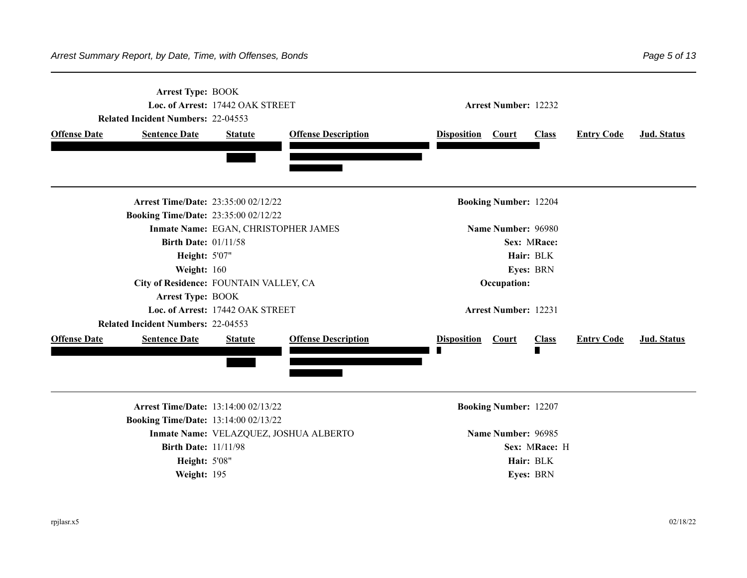**Arrest Type:** BOOK

**Loc. of Arrest:** 17442 OAK STREET **Arrest Number:** 12232

**Related Incident Numbers:** 22-04553

| Offense Date | Sentence Date | Statute | Offense Description | Disposition | Court | Class | Entry Code | Jud. Status |
|---|---|---|---|---|---|---|---|---|
| ███ | ███ | ███ | ███ | ███ | ███ | | | |

---

**Arrest Time/Date:** 23:35:00 02/12/22 **Booking Number:** 12204

**Booking Time/Date:** 23:35:00 02/12/22

**Inmate Name:** EGAN, CHRISTOPHER JAMES **Name Number:** 96980

**Birth Date:** 01/11/58 **Sex:** M **Race:**

**Height:** 5'07" **Hair:** BLK

**Weight:** 160 **Eyes:** BRN

**City of Residence:** FOUNTAIN VALLEY, CA **Occupation:**

**Arrest Type:** BOOK

**Loc. of Arrest:** 17442 OAK STREET **Arrest Number:** 12231

**Related Incident Numbers:** 22-04553

| Offense Date | Sentence Date | Statute | Offense Description | Disposition | Court | Class | Entry Code | Jud. Status |
|---|---|---|---|---|---|---|---|---|
| ███ | ███ | ███ | ███ | ███ | | ███ | | |

---

**Arrest Time/Date:** 13:14:00 02/13/22 **Booking Number:** 12207

**Booking Time/Date:** 13:14:00 02/13/22

**Inmate Name:** VELAZQUEZ, JOSHUA ALBERTO **Name Number:** 96985

**Birth Date:** 11/11/98 **Sex:** M **Race:** H

**Height:** 5'08" **Hair:** BLK

**Weight:** 195 **Eyes:** BRN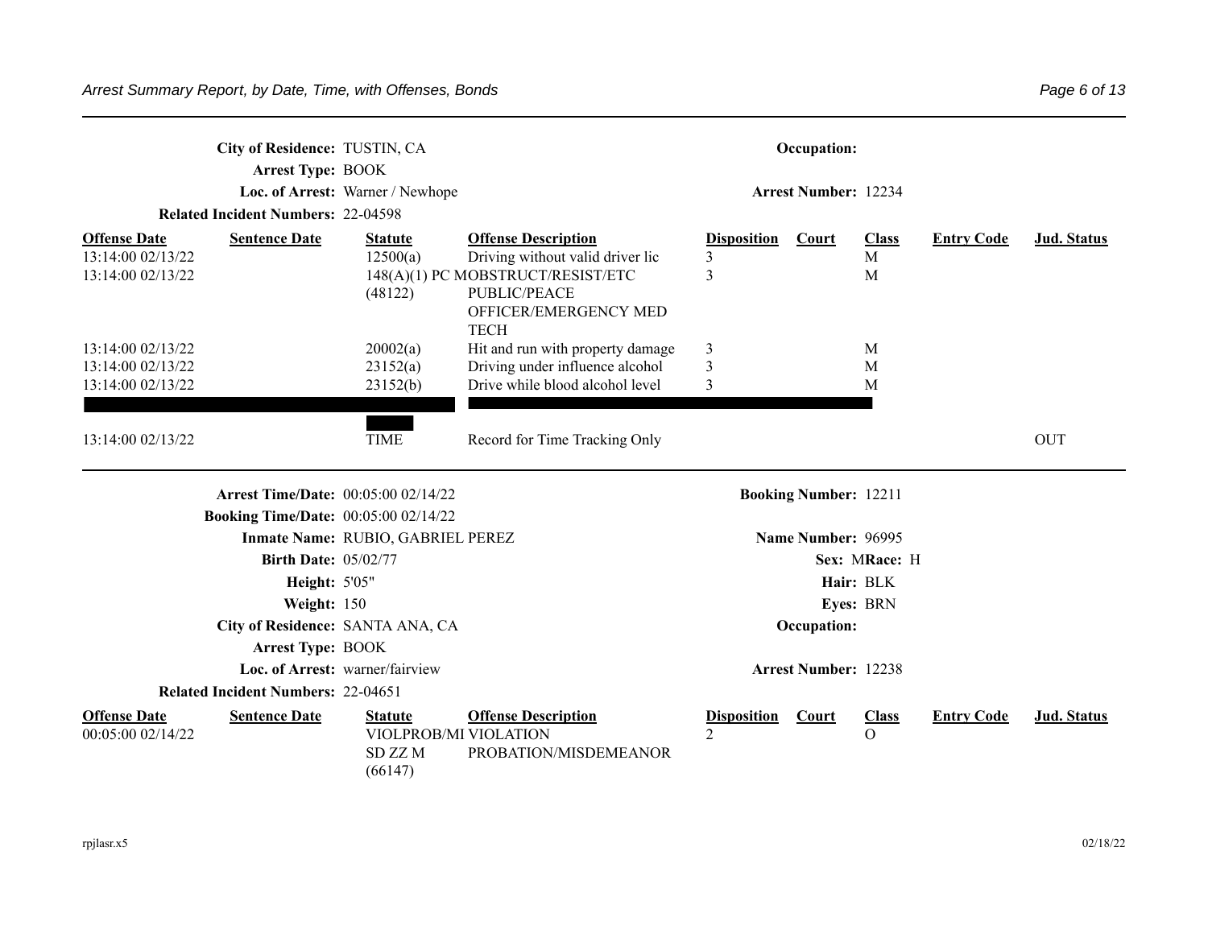**City of Residence:** TUSTIN, CA
**Arrest Type:** BOOK
**Loc. of Arrest:** Warner / Newhope
**Related Incident Numbers:** 22-04598

**Occupation:**
**Arrest Number:** 12234

| Offense Date | Sentence Date | Statute | Offense Description | Disposition | Court | Class | Entry Code | Jud. Status |
|---|---|---|---|---|---|---|---|---|
| 13:14:00 02/13/22 | | 12500(a) | Driving without valid driver lic | 3 | | M | | |
| 13:14:00 02/13/22 | | 148(A)(1) PC (48122) | OBSTRUCT/RESIST/ETC PUBLIC/PEACE OFFICER/EMERGENCY MED TECH | 3 | | M | | |
| 13:14:00 02/13/22 | | 20002(a) | Hit and run with property damage | 3 | | M | | |
| 13:14:00 02/13/22 | | 23152(a) | Driving under influence alcohol | 3 | | M | | |
| 13:14:00 02/13/22 | | 23152(b) | Drive while blood alcohol level | 3 | | M | | |
| 13:14:00 02/13/22 | | TIME | Record for Time Tracking Only | | | | | OUT |

**Arrest Time/Date:** 00:05:00 02/14/22
**Booking Time/Date:** 00:05:00 02/14/22
**Inmate Name:** RUBIO, GABRIEL PEREZ
**Birth Date:** 05/02/77
**Height:** 5'05"
**Weight:** 150
**City of Residence:** SANTA ANA, CA
**Arrest Type:** BOOK
**Loc. of Arrest:** warner/fairview
**Related Incident Numbers:** 22-04651

**Booking Number:** 12211
**Name Number:** 96995
**Sex:** M **Race:** H
**Hair:** BLK
**Eyes:** BRN
**Occupation:**
**Arrest Number:** 12238

| Offense Date | Sentence Date | Statute | Offense Description | Disposition | Court | Class | Entry Code | Jud. Status |
|---|---|---|---|---|---|---|---|---|
| 00:05:00 02/14/22 | | VIOLPROB/MI SD ZZ M (66147) | VIOLATION PROBATION/MISDEMEANOR | 2 | | O | | |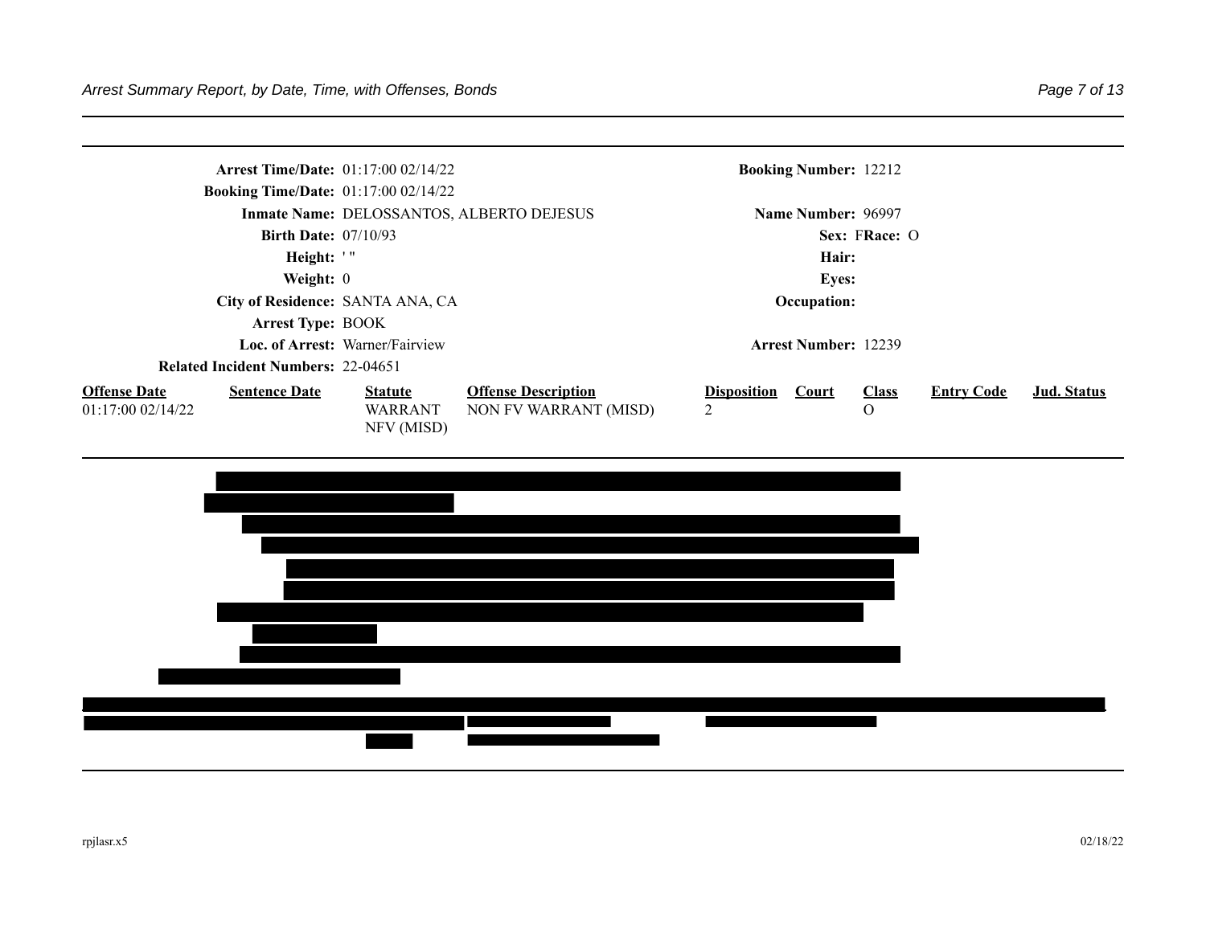**Arrest Time/Date:** 01:17:00 02/14/22 **Booking Number:** 12212

**Booking Time/Date:** 01:17:00 02/14/22

**Inmate Name:** DELOSSANTOS, ALBERTO DEJESUS **Name Number:** 96997

**Birth Date:** 07/10/93 **Sex:** F **Race:** O

**Height:** ' " **Hair:**

**Weight:** 0 **Eyes:**

**City of Residence:** SANTA ANA, CA **Occupation:**

**Arrest Type:** BOOK

**Loc. of Arrest:** Warner/Fairview **Arrest Number:** 12239

**Related Incident Numbers:** 22-04651

| Offense Date | Sentence Date | Statute | Offense Description | Disposition | Court | Class | Entry Code | Jud. Status |
|---|---|---|---|---|---|---|---|---|
| 01:17:00 02/14/22 | | WARRANT NFV (MISD) | NON FV WARRANT (MISD) | 2 | | O | | |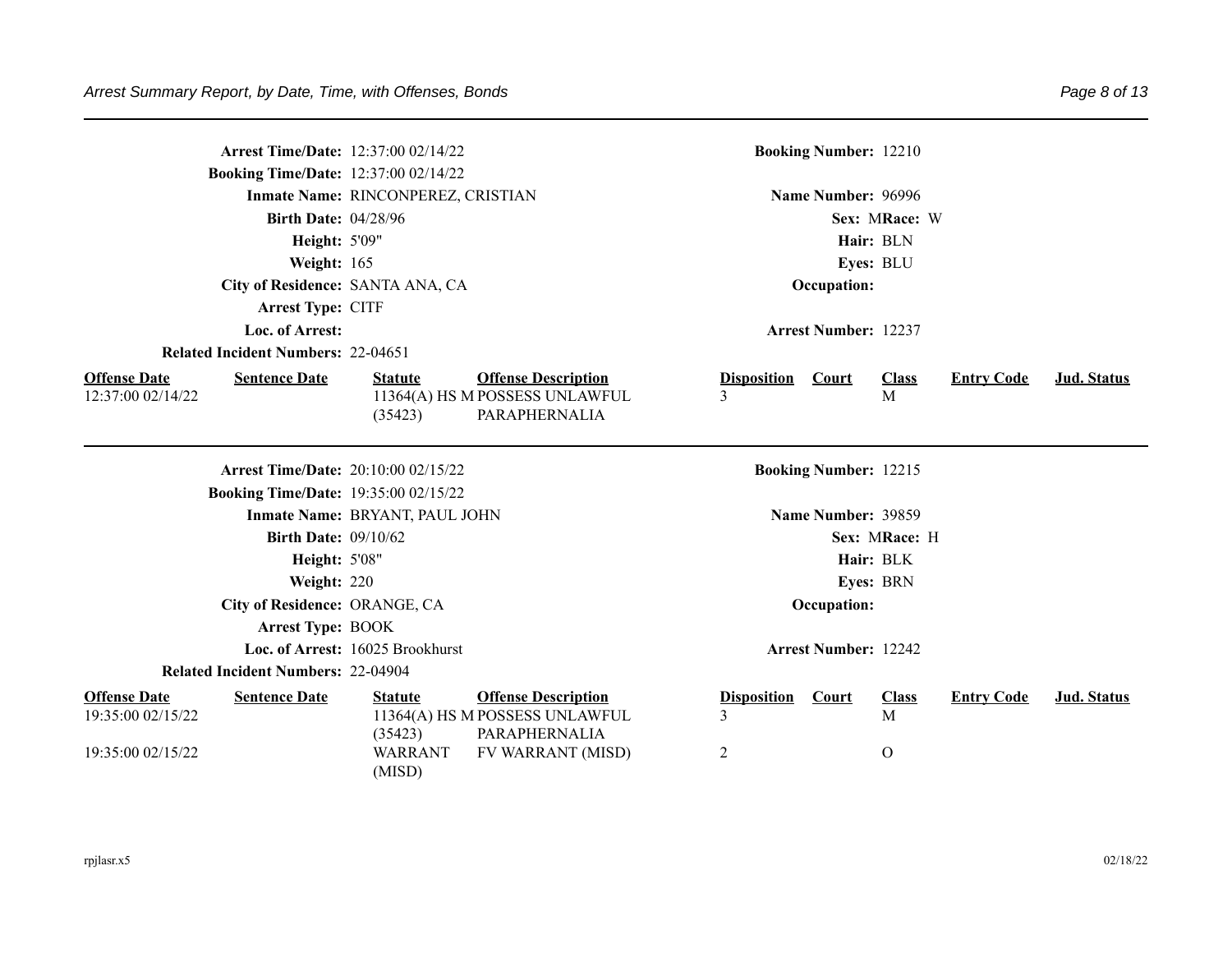**Arrest Time/Date:** 12:37:00 02/14/22 **Booking Number:** 12210

**Booking Time/Date:** 12:37:00 02/14/22

**Inmate Name:** RINCONPEREZ, CRISTIAN **Name Number:** 96996

**Birth Date:** 04/28/96 **Sex:** M **Race:** W

**Height:** 5'09" **Hair:** BLN

**Weight:** 165 **Eyes:** BLU

**City of Residence:** SANTA ANA, CA **Occupation:**

**Arrest Type:** CITF

**Loc. of Arrest:** **Arrest Number:** 12237

**Related Incident Numbers:** 22-04651

| Offense Date | Sentence Date | Statute | Offense Description | Disposition | Court | Class | Entry Code | Jud. Status |
|---|---|---|---|---|---|---|---|---|
| 12:37:00 02/14/22 | | 11364(A) HS M (35423) | POSSESS UNLAWFUL PARAPHERNALIA | 3 | | M | | |

---

**Arrest Time/Date:** 20:10:00 02/15/22 **Booking Number:** 12215

**Booking Time/Date:** 19:35:00 02/15/22

**Inmate Name:** BRYANT, PAUL JOHN **Name Number:** 39859

**Birth Date:** 09/10/62 **Sex:** M **Race:** H

**Height:** 5'08" **Hair:** BLK

**Weight:** 220 **Eyes:** BRN

**City of Residence:** ORANGE, CA **Occupation:**

**Arrest Type:** BOOK

**Loc. of Arrest:** 16025 Brookhurst **Arrest Number:** 12242

**Related Incident Numbers:** 22-04904

| Offense Date | Sentence Date | Statute | Offense Description | Disposition | Court | Class | Entry Code | Jud. Status |
|---|---|---|---|---|---|---|---|---|
| 19:35:00 02/15/22 | | 11364(A) HS M (35423) | POSSESS UNLAWFUL PARAPHERNALIA | 3 | | M | | |
| 19:35:00 02/15/22 | | WARRANT (MISD) | FV WARRANT (MISD) | 2 | | O | | |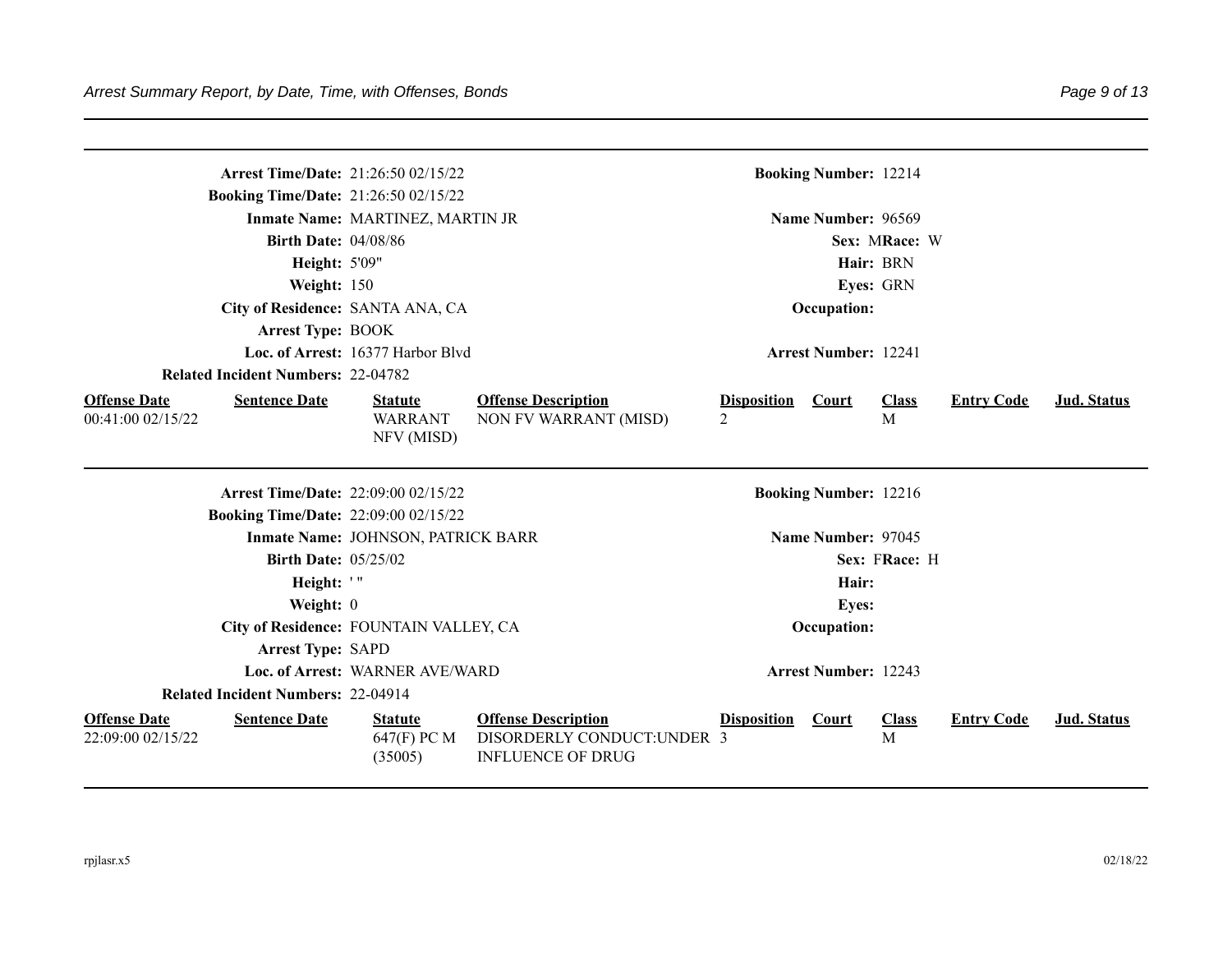**Arrest Time/Date:** 21:26:50 02/15/22 **Booking Number:** 12214
**Booking Time/Date:** 21:26:50 02/15/22
**Inmate Name:** MARTINEZ, MARTIN JR **Name Number:** 96569
**Birth Date:** 04/08/86 **Sex:** M **Race:** W
**Height:** 5'09" **Hair:** BRN
**Weight:** 150 **Eyes:** GRN
**City of Residence:** SANTA ANA, CA **Occupation:**
**Arrest Type:** BOOK
**Loc. of Arrest:** 16377 Harbor Blvd **Arrest Number:** 12241
**Related Incident Numbers:** 22-04782

| Offense Date | Sentence Date | Statute | Offense Description | Disposition | Court | Class | Entry Code | Jud. Status |
|---|---|---|---|---|---|---|---|---|
| 00:41:00 02/15/22 | | WARRANT NFV (MISD) | NON FV WARRANT (MISD) | 2 | | M | | |

---

**Arrest Time/Date:** 22:09:00 02/15/22 **Booking Number:** 12216
**Booking Time/Date:** 22:09:00 02/15/22
**Inmate Name:** JOHNSON, PATRICK BARR **Name Number:** 97045
**Birth Date:** 05/25/02 **Sex:** F **Race:** H
**Height:** ' " **Hair:**
**Weight:** 0 **Eyes:**
**City of Residence:** FOUNTAIN VALLEY, CA **Occupation:**
**Arrest Type:** SAPD
**Loc. of Arrest:** WARNER AVE/WARD **Arrest Number:** 12243
**Related Incident Numbers:** 22-04914

| Offense Date | Sentence Date | Statute | Offense Description | Disposition | Court | Class | Entry Code | Jud. Status |
|---|---|---|---|---|---|---|---|---|
| 22:09:00 02/15/22 | | 647(F) PC M (35005) | DISORDERLY CONDUCT:UNDER INFLUENCE OF DRUG | 3 | | M | | |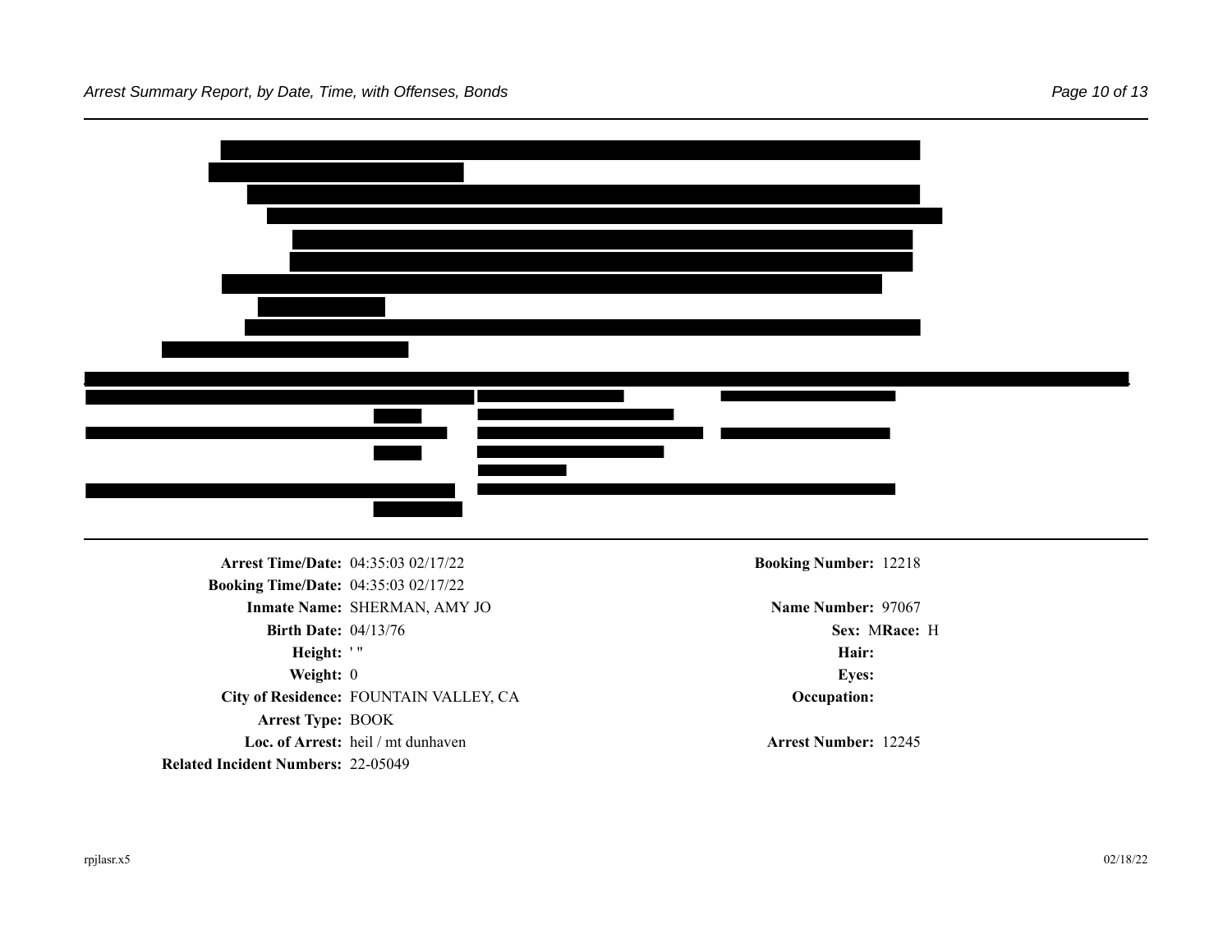**Arrest Time/Date:** 04:35:03 02/17/22 **Booking Number:** 12218

**Booking Time/Date:** 04:35:03 02/17/22

**Inmate Name:** SHERMAN, AMY JO **Name Number:** 97067

**Birth Date:** 04/13/76 **Sex:** M **Race:** H

**Height:** ' " **Hair:**

**Weight:** 0 **Eyes:**

**City of Residence:** FOUNTAIN VALLEY, CA **Occupation:**

**Arrest Type:** BOOK

**Loc. of Arrest:** heil / mt dunhaven **Arrest Number:** 12245

**Related Incident Numbers:** 22-05049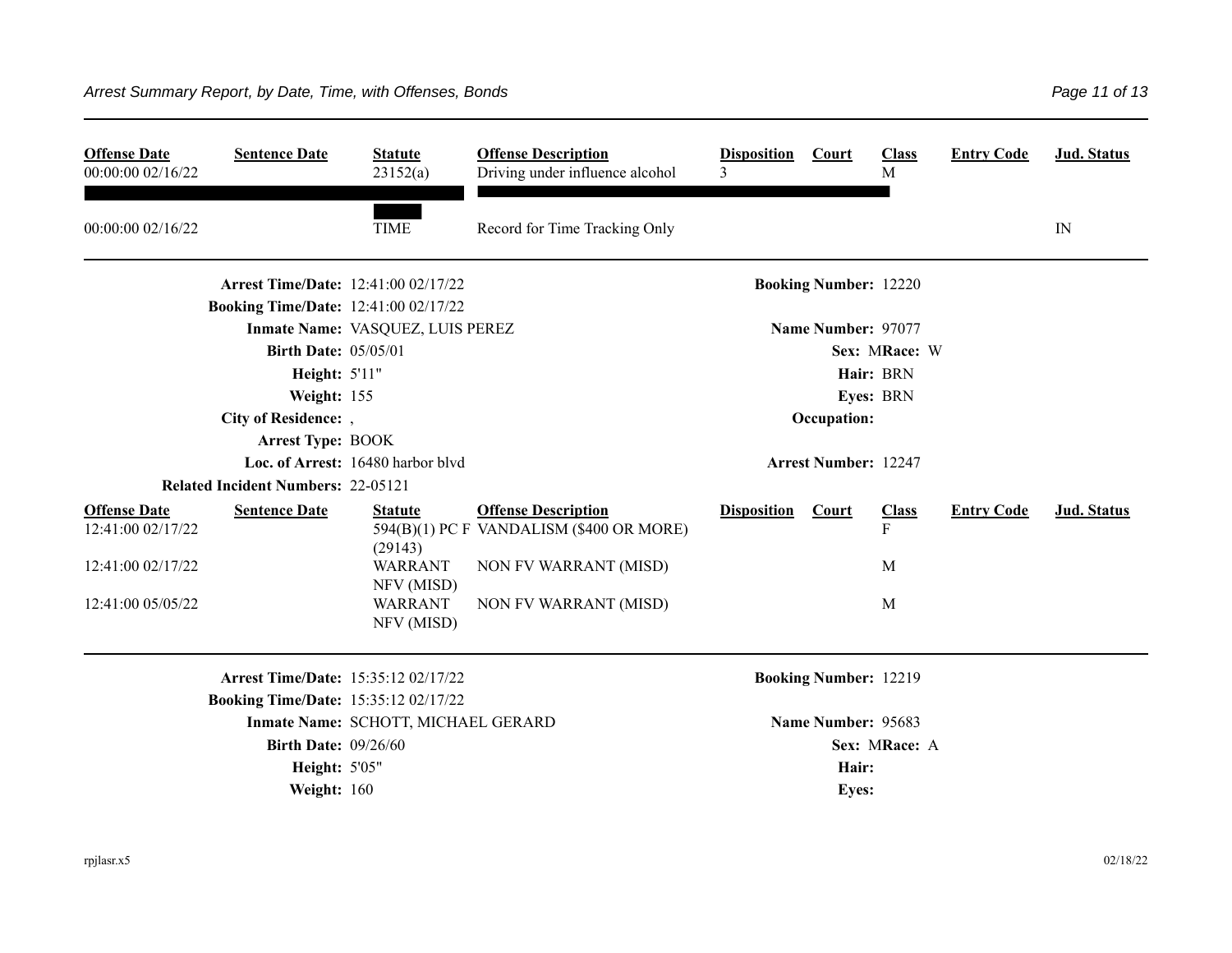| Offense Date | Sentence Date | Statute | Offense Description | Disposition | Court | Class | Entry Code | Jud. Status |
|---|---|---|---|---|---|---|---|---|
| 00:00:00 02/16/22 | | 23152(a) | Driving under influence alcohol | 3 | | M | | |
| 00:00:00 02/16/22 | | TIME | Record for Time Tracking Only | | | | | IN |

---

**Arrest Time/Date:** 12:41:00 02/17/22 **Booking Number:** 12220
**Booking Time/Date:** 12:41:00 02/17/22
**Inmate Name:** VASQUEZ, LUIS PEREZ **Name Number:** 97077
**Birth Date:** 05/05/01 **Sex:** M **Race:** W
**Height:** 5'11" **Hair:** BRN
**Weight:** 155 **Eyes:** BRN
**City of Residence:** , **Occupation:**
**Arrest Type:** BOOK
**Loc. of Arrest:** 16480 harbor blvd **Arrest Number:** 12247
**Related Incident Numbers:** 22-05121

| Offense Date | Sentence Date | Statute | Offense Description | Disposition | Court | Class | Entry Code | Jud. Status |
|---|---|---|---|---|---|---|---|---|
| 12:41:00 02/17/22 | | 594(B)(1) PC F (29143) | VANDALISM ($400 OR MORE) | | | F | | |
| 12:41:00 02/17/22 | | WARRANT NFV (MISD) | NON FV WARRANT (MISD) | | | M | | |
| 12:41:00 05/05/22 | | WARRANT NFV (MISD) | NON FV WARRANT (MISD) | | | M | | |

---

**Arrest Time/Date:** 15:35:12 02/17/22 **Booking Number:** 12219
**Booking Time/Date:** 15:35:12 02/17/22
**Inmate Name:** SCHOTT, MICHAEL GERARD **Name Number:** 95683
**Birth Date:** 09/26/60 **Sex:** M **Race:** A
**Height:** 5'05" **Hair:**
**Weight:** 160 **Eyes:**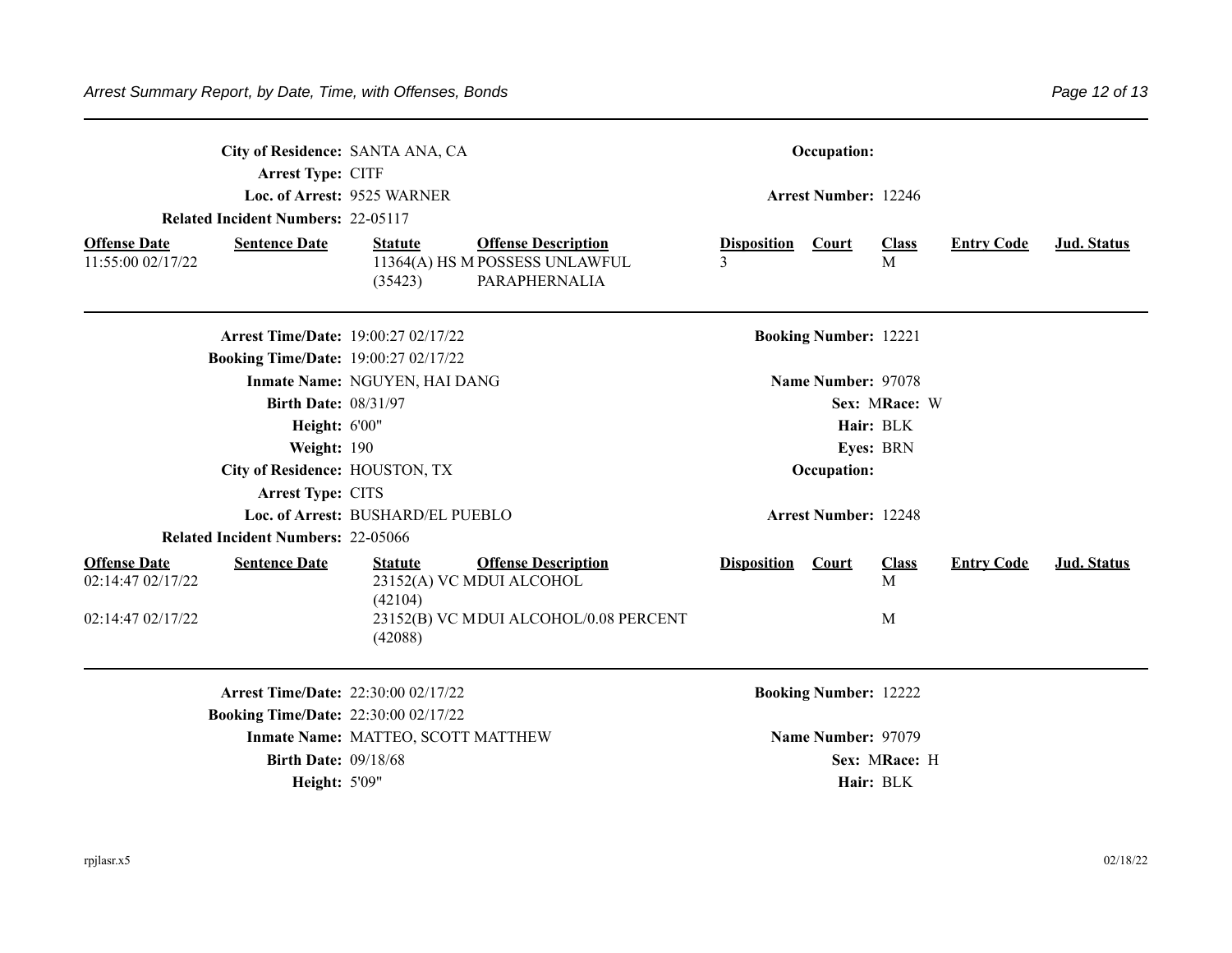**City of Residence:** SANTA ANA, CA | **Occupation:**

**Arrest Type:** CITF

**Loc. of Arrest:** 9525 WARNER | **Arrest Number:** 12246

**Related Incident Numbers:** 22-05117

| Offense Date | Sentence Date | Statute | Offense Description | Disposition | Court | Class | Entry Code | Jud. Status |
|---|---|---|---|---|---|---|---|---|
| 11:55:00 02/17/22 | | 11364(A) HS M (35423) | POSSESS UNLAWFUL PARAPHERNALIA | 3 | | M | | |

---

**Arrest Time/Date:** 19:00:27 02/17/22 | **Booking Number:** 12221

**Booking Time/Date:** 19:00:27 02/17/22

**Inmate Name:** NGUYEN, HAI DANG | **Name Number:** 97078

**Birth Date:** 08/31/97 | **Sex:** M **Race:** W

**Height:** 6'00" | **Hair:** BLK

**Weight:** 190 | **Eyes:** BRN

**City of Residence:** HOUSTON, TX | **Occupation:**

**Arrest Type:** CITS

**Loc. of Arrest:** BUSHARD/EL PUEBLO | **Arrest Number:** 12248

**Related Incident Numbers:** 22-05066

| Offense Date | Sentence Date | Statute | Offense Description | Disposition | Court | Class | Entry Code | Jud. Status |
|---|---|---|---|---|---|---|---|---|
| 02:14:47 02/17/22 | | 23152(A) VC M (42104) | DUI ALCOHOL | | | M | | |
| 02:14:47 02/17/22 | | 23152(B) VC M (42088) | DUI ALCOHOL/0.08 PERCENT | | | M | | |

---

**Arrest Time/Date:** 22:30:00 02/17/22 | **Booking Number:** 12222

**Booking Time/Date:** 22:30:00 02/17/22

**Inmate Name:** MATTEO, SCOTT MATTHEW | **Name Number:** 97079

**Birth Date:** 09/18/68 | **Sex:** M **Race:** H

**Height:** 5'09" | **Hair:** BLK

rpjlasr.x5 02/18/22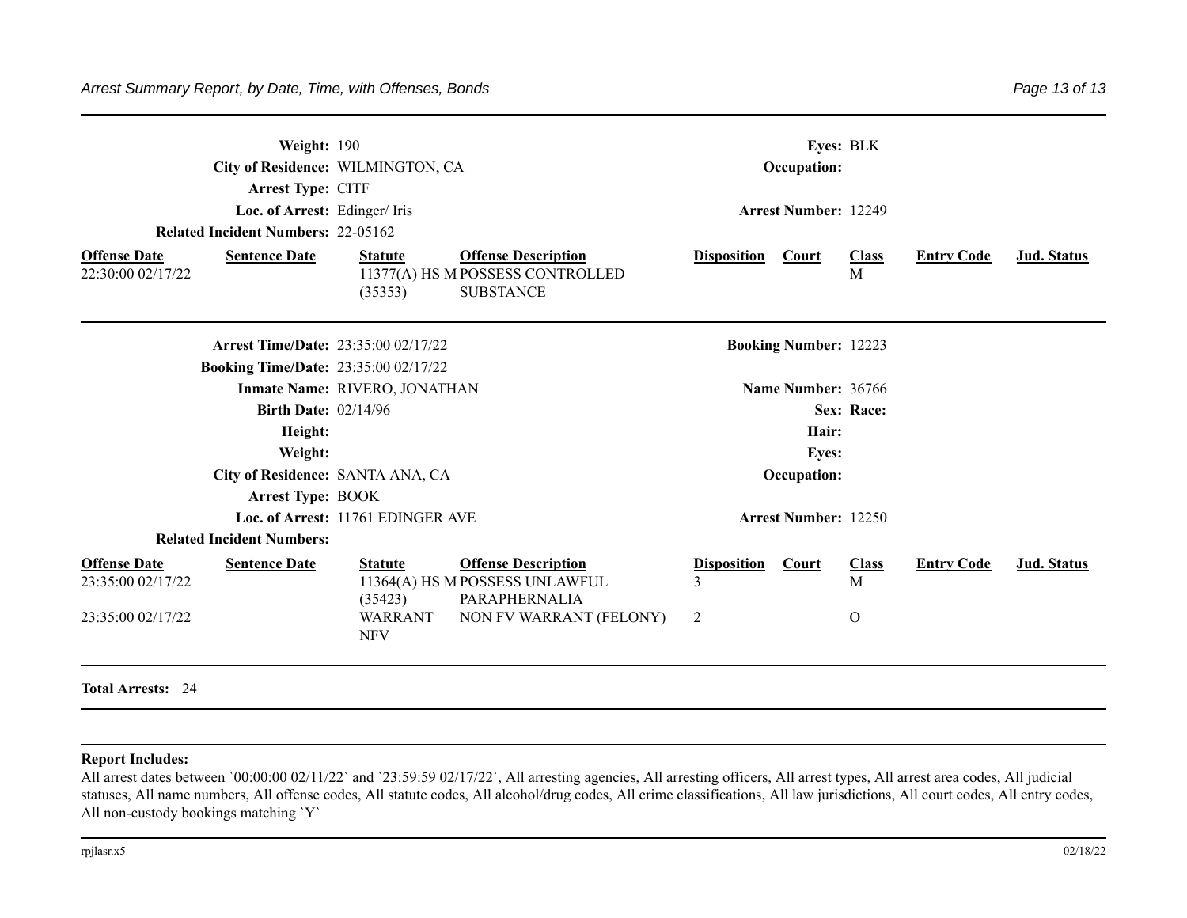**Weight:** 190 **Eyes:** BLK
**City of Residence:** WILMINGTON, CA **Occupation:**
**Arrest Type:** CITF
**Loc. of Arrest:** Edinger/ Iris **Arrest Number:** 12249
**Related Incident Numbers:** 22-05162

| Offense Date | Sentence Date | Statute | Offense Description | Disposition | Court | Class | Entry Code | Jud. Status |
|---|---|---|---|---|---|---|---|---|
| 22:30:00 02/17/22 | | 11377(A) HS M (35353) | POSSESS CONTROLLED SUBSTANCE | | | M | | |

---

**Arrest Time/Date:** 23:35:00 02/17/22 **Booking Number:** 12223
**Booking Time/Date:** 23:35:00 02/17/22
**Inmate Name:** RIVERO, JONATHAN **Name Number:** 36766
**Birth Date:** 02/14/96 **Sex:** **Race:**
**Height:** **Hair:**
**Weight:** **Eyes:**
**City of Residence:** SANTA ANA, CA **Occupation:**
**Arrest Type:** BOOK
**Loc. of Arrest:** 11761 EDINGER AVE **Arrest Number:** 12250
**Related Incident Numbers:**

| Offense Date | Sentence Date | Statute | Offense Description | Disposition | Court | Class | Entry Code | Jud. Status |
|---|---|---|---|---|---|---|---|---|
| 23:35:00 02/17/22 | | 11364(A) HS M (35423) | POSSESS UNLAWFUL PARAPHERNALIA | 3 | | M | | |
| 23:35:00 02/17/22 | | WARRANT NFV | NON FV WARRANT (FELONY) | 2 | | O | | |

---

**Total Arrests:** 24

---

**Report Includes:**

All arrest dates between `00:00:00 02/11/22` and `23:59:59 02/17/22`, All arresting agencies, All arresting officers, All arrest types, All arrest area codes, All judicial statuses, All name numbers, All offense codes, All statute codes, All alcohol/drug codes, All crime classifications, All law jurisdictions, All court codes, All entry codes, All non-custody bookings matching `Y`

rpjlasr.x5 02/18/22